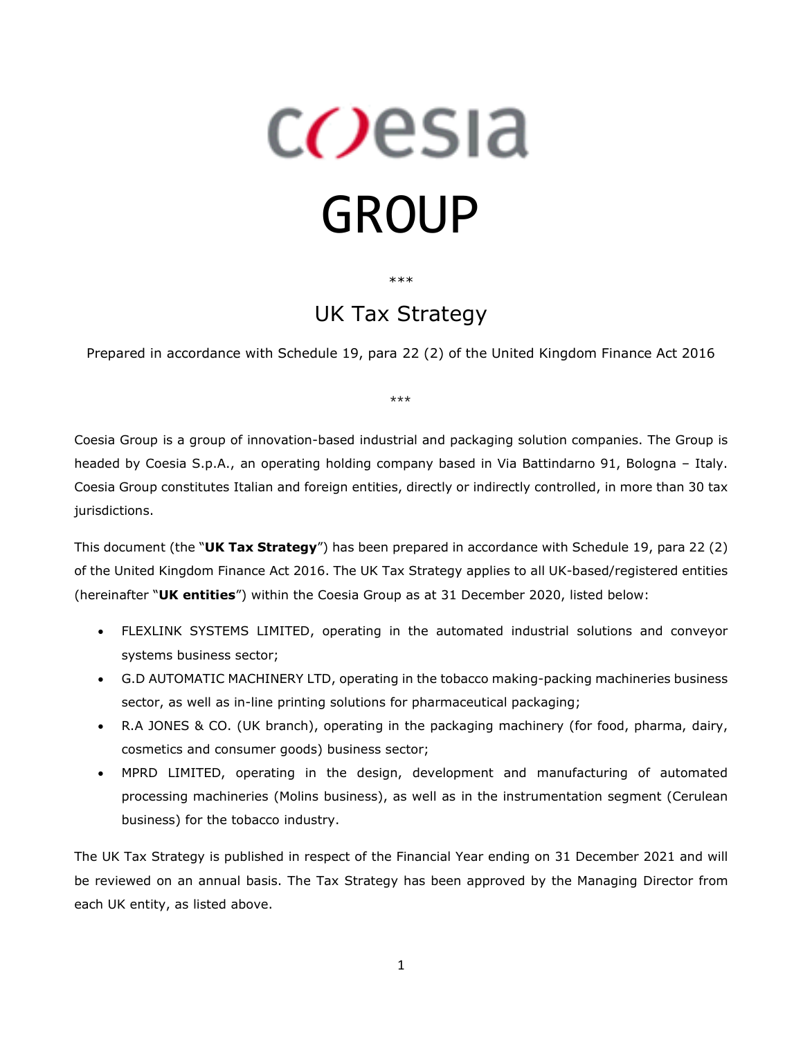# coesia

# GROUP

\*\*\*

## UK Tax Strategy

Prepared in accordance with Schedule 19, para 22 (2) of the United Kingdom Finance Act 2016

\*\*\*

Coesia Group is a group of innovation-based industrial and packaging solution companies. The Group is headed by Coesia S.p.A., an operating holding company based in Via Battindarno 91, Bologna – Italy. Coesia Group constitutes Italian and foreign entities, directly or indirectly controlled, in more than 30 tax jurisdictions.

This document (the "**UK Tax Strategy**") has been prepared in accordance with Schedule 19, para 22 (2) of the United Kingdom Finance Act 2016. The UK Tax Strategy applies to all UK-based/registered entities (hereinafter "**UK entities**") within the Coesia Group as at 31 December 2020, listed below:

- FLEXLINK SYSTEMS LIMITED, operating in the automated industrial solutions and conveyor systems business sector;
- G.D AUTOMATIC MACHINERY LTD, operating in the tobacco making-packing machineries business sector, as well as in-line printing solutions for pharmaceutical packaging;
- R.A JONES & CO. (UK branch), operating in the packaging machinery (for food, pharma, dairy, cosmetics and consumer goods) business sector;
- MPRD LIMITED, operating in the design, development and manufacturing of automated processing machineries (Molins business), as well as in the instrumentation segment (Cerulean business) for the tobacco industry.

The UK Tax Strategy is published in respect of the Financial Year ending on 31 December 2021 and will be reviewed on an annual basis. The Tax Strategy has been approved by the Managing Director from each UK entity, as listed above.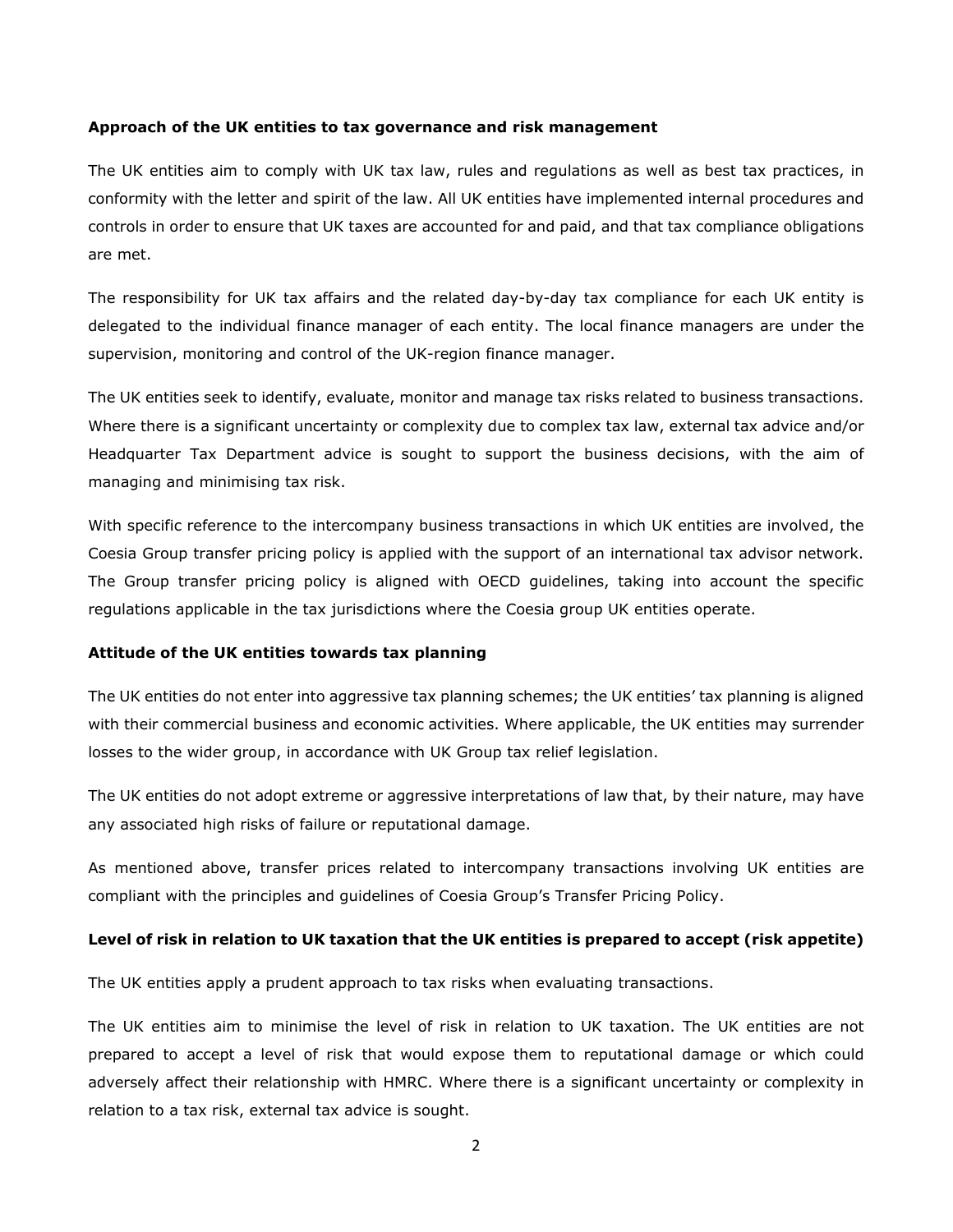**Approach of the UK entities to tax governance and risk management**

The UK entities aim to comply with UK tax law, rules and regulations as well as best tax practices, in conformity with the letter and spirit of the law. All UK entities have implemented internal procedures and controls in order to ensure that UK taxes are accounted for and paid, and that tax compliance obligations are met.

The responsibility for UK tax affairs and the related day-by-day tax compliance for each UK entity is delegated to the individual finance manager of each entity. The local finance managers are under the supervision, monitoring and control of the UK-region finance manager.

The UK entities seek to identify, evaluate, monitor and manage tax risks related to business transactions. Where there is a significant uncertainty or complexity due to complex tax law, external tax advice and/or Headquarter Tax Department advice is sought to support the business decisions, with the aim of managing and minimising tax risk.

With specific reference to the intercompany business transactions in which UK entities are involved, the Coesia Group transfer pricing policy is applied with the support of an international tax advisor network. The Group transfer pricing policy is aligned with OECD guidelines, taking into account the specific regulations applicable in the tax jurisdictions where the Coesia group UK entities operate.

**Attitude of the UK entities towards tax planning**

The UK entities do not enter into aggressive tax planning schemes; the UK entities' tax planning is aligned with their commercial business and economic activities. Where applicable, the UK entities may surrender losses to the wider group, in accordance with UK Group tax relief legislation.

The UK entities do not adopt extreme or aggressive interpretations of law that, by their nature, may have any associated high risks of failure or reputational damage.

As mentioned above, transfer prices related to intercompany transactions involving UK entities are compliant with the principles and guidelines of Coesia Group's Transfer Pricing Policy.

**Level of risk in relation to UK taxation that the UK entities is prepared to accept (risk appetite)**

The UK entities apply a prudent approach to tax risks when evaluating transactions.

The UK entities aim to minimise the level of risk in relation to UK taxation. The UK entities are not prepared to accept a level of risk that would expose them to reputational damage or which could adversely affect their relationship with HMRC. Where there is a significant uncertainty or complexity in relation to a tax risk, external tax advice is sought.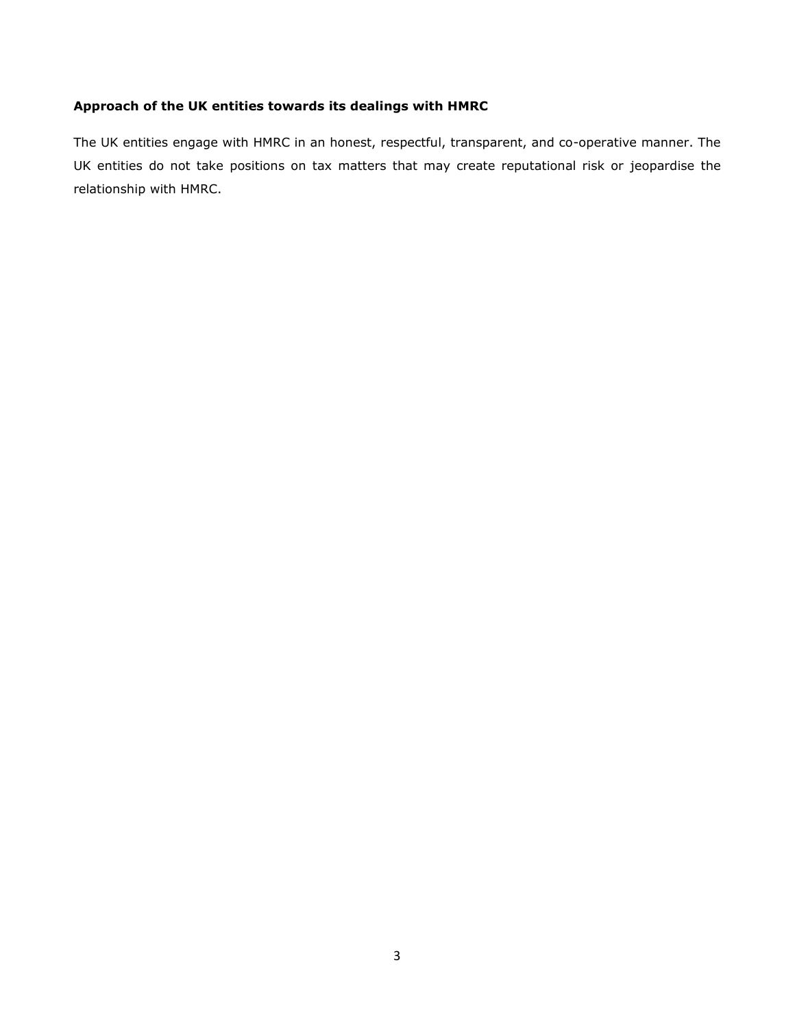**Approach of the UK entities towards its dealings with HMRC**

The UK entities engage with HMRC in an honest, respectful, transparent, and co-operative manner. The UK entities do not take positions on tax matters that may create reputational risk or jeopardise the relationship with HMRC.